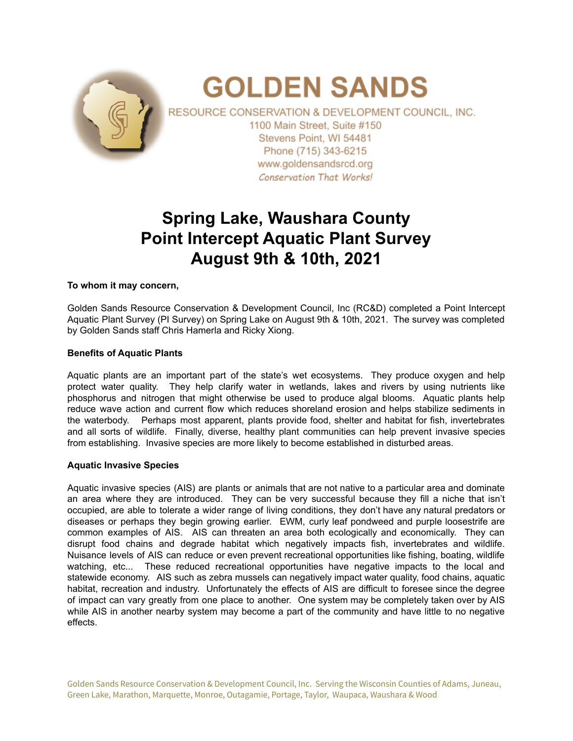# GOLDEN SANDS

RESOURCE CONSERVATION & DEVELOPMENT COUNCIL, INC.
1100 Main Street, Suite #150
Stevens Point, WI 54481
Phone (715) 343-6215
www.goldensandsrcd.org
*Conservation That Works!*

# Spring Lake, Waushara County
# Point Intercept Aquatic Plant Survey
# August 9th & 10th, 2021

**To whom it may concern,**

Golden Sands Resource Conservation & Development Council, Inc (RC&D) completed a Point Intercept Aquatic Plant Survey (PI Survey) on Spring Lake on August 9th & 10th, 2021. The survey was completed by Golden Sands staff Chris Hamerla and Ricky Xiong.

**Benefits of Aquatic Plants**

Aquatic plants are an important part of the state's wet ecosystems. They produce oxygen and help protect water quality. They help clarify water in wetlands, lakes and rivers by using nutrients like phosphorus and nitrogen that might otherwise be used to produce algal blooms. Aquatic plants help reduce wave action and current flow which reduces shoreland erosion and helps stabilize sediments in the waterbody. Perhaps most apparent, plants provide food, shelter and habitat for fish, invertebrates and all sorts of wildlife. Finally, diverse, healthy plant communities can help prevent invasive species from establishing. Invasive species are more likely to become established in disturbed areas.

**Aquatic Invasive Species**

Aquatic invasive species (AIS) are plants or animals that are not native to a particular area and dominate an area where they are introduced. They can be very successful because they fill a niche that isn't occupied, are able to tolerate a wider range of living conditions, they don't have any natural predators or diseases or perhaps they begin growing earlier. EWM, curly leaf pondweed and purple loosestrife are common examples of AIS. AIS can threaten an area both ecologically and economically. They can disrupt food chains and degrade habitat which negatively impacts fish, invertebrates and wildlife. Nuisance levels of AIS can reduce or even prevent recreational opportunities like fishing, boating, wildlife watching, etc... These reduced recreational opportunities have negative impacts to the local and statewide economy. AIS such as zebra mussels can negatively impact water quality, food chains, aquatic habitat, recreation and industry. Unfortunately the effects of AIS are difficult to foresee since the degree of impact can vary greatly from one place to another. One system may be completely taken over by AIS while AIS in another nearby system may become a part of the community and have little to no negative effects.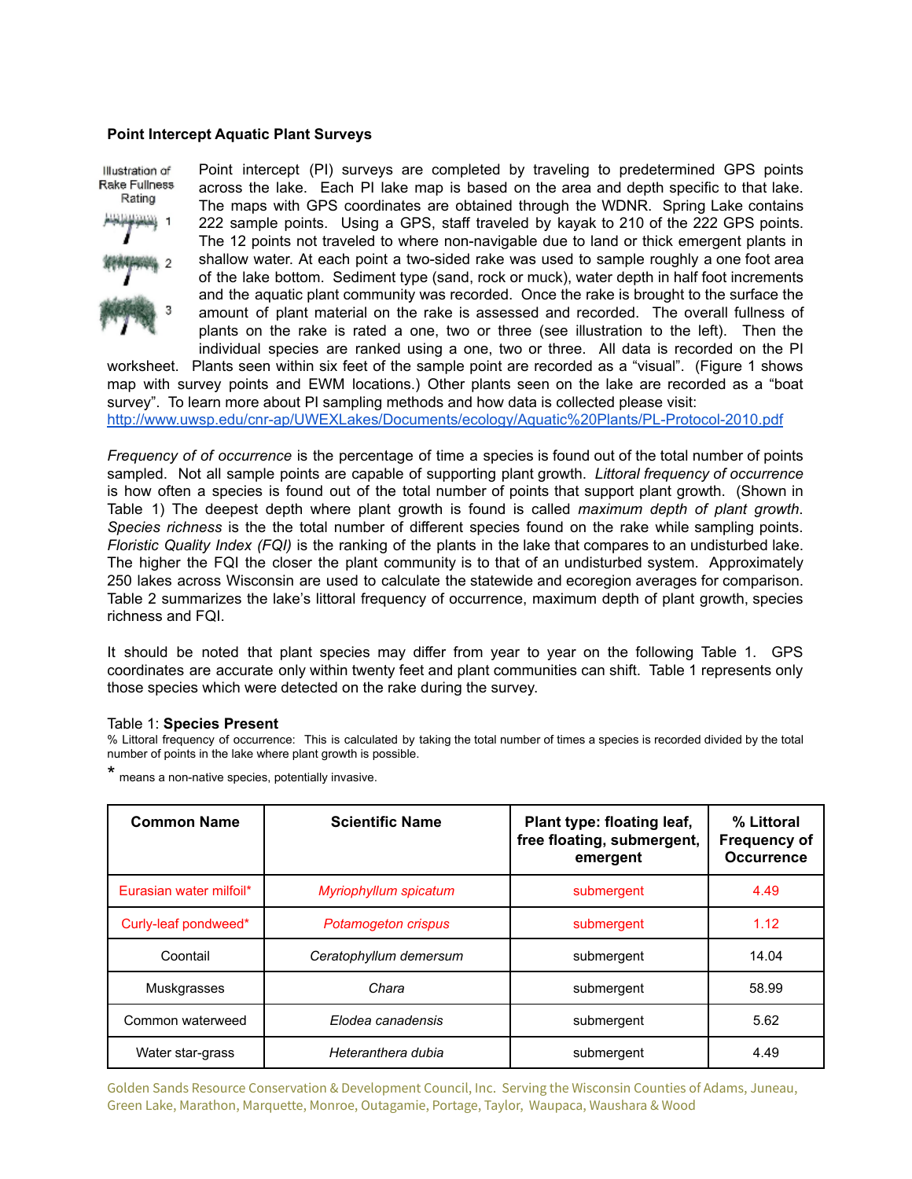### Point Intercept Aquatic Plant Surveys

Illustration of Rake Fullness Rating

1

2

3

Point intercept (PI) surveys are completed by traveling to predetermined GPS points across the lake. Each PI lake map is based on the area and depth specific to that lake. The maps with GPS coordinates are obtained through the WDNR. Spring Lake contains 222 sample points. Using a GPS, staff traveled by kayak to 210 of the 222 GPS points. The 12 points not traveled to where non-navigable due to land or thick emergent plants in shallow water. At each point a two-sided rake was used to sample roughly a one foot area of the lake bottom. Sediment type (sand, rock or muck), water depth in half foot increments and the aquatic plant community was recorded. Once the rake is brought to the surface the amount of plant material on the rake is assessed and recorded. The overall fullness of plants on the rake is rated a one, two or three (see illustration to the left). Then the individual species are ranked using a one, two or three. All data is recorded on the PI worksheet. Plants seen within six feet of the sample point are recorded as a "visual". (Figure 1 shows map with survey points and EWM locations.) Other plants seen on the lake are recorded as a "boat survey". To learn more about PI sampling methods and how data is collected please visit: http://www.uwsp.edu/cnr-ap/UWEXLakes/Documents/ecology/Aquatic%20Plants/PL-Protocol-2010.pdf

*Frequency of of occurrence* is the percentage of time a species is found out of the total number of points sampled. Not all sample points are capable of supporting plant growth. *Littoral frequency of occurrence* is how often a species is found out of the total number of points that support plant growth. (Shown in Table 1) The deepest depth where plant growth is found is called *maximum depth of plant growth*. *Species richness* is the the total number of different species found on the rake while sampling points. *Floristic Quality Index (FQI)* is the ranking of the plants in the lake that compares to an undisturbed lake. The higher the FQI the closer the plant community is to that of an undisturbed system. Approximately 250 lakes across Wisconsin are used to calculate the statewide and ecoregion averages for comparison. Table 2 summarizes the lake's littoral frequency of occurrence, maximum depth of plant growth, species richness and FQI.

It should be noted that plant species may differ from year to year on the following Table 1. GPS coordinates are accurate only within twenty feet and plant communities can shift. Table 1 represents only those species which were detected on the rake during the survey.

Table 1: **Species Present**

% Littoral frequency of occurrence: This is calculated by taking the total number of times a species is recorded divided by the total number of points in the lake where plant growth is possible.

* means a non-native species, potentially invasive.

| Common Name | Scientific Name | Plant type: floating leaf, free floating, submergent, emergent | % Littoral Frequency of Occurrence |
|---|---|---|---|
| Eurasian water milfoil* | *Myriophyllum spicatum* | submergent | 4.49 |
| Curly-leaf pondweed* | *Potamogeton crispus* | submergent | 1.12 |
| Coontail | *Ceratophyllum demersum* | submergent | 14.04 |
| Muskgrasses | *Chara* | submergent | 58.99 |
| Common waterweed | *Elodea canadensis* | submergent | 5.62 |
| Water star-grass | *Heteranthera dubia* | submergent | 4.49 |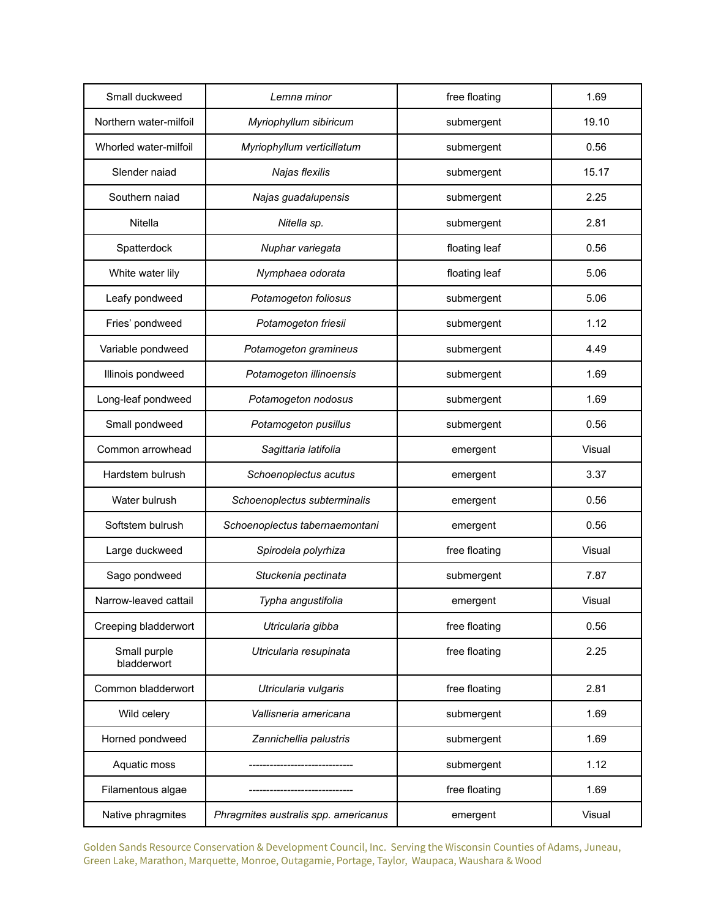| Small duckweed | *Lemna minor* | free floating | 1.69 |
|---|---|---|---|
| Northern water-milfoil | *Myriophyllum sibiricum* | submergent | 19.10 |
| Whorled water-milfoil | *Myriophyllum verticillatum* | submergent | 0.56 |
| Slender naiad | *Najas flexilis* | submergent | 15.17 |
| Southern naiad | *Najas guadalupensis* | submergent | 2.25 |
| Nitella | *Nitella sp.* | submergent | 2.81 |
| Spatterdock | *Nuphar variegata* | floating leaf | 0.56 |
| White water lily | *Nymphaea odorata* | floating leaf | 5.06 |
| Leafy pondweed | *Potamogeton foliosus* | submergent | 5.06 |
| Fries' pondweed | *Potamogeton friesii* | submergent | 1.12 |
| Variable pondweed | *Potamogeton gramineus* | submergent | 4.49 |
| Illinois pondweed | *Potamogeton illinoensis* | submergent | 1.69 |
| Long-leaf pondweed | *Potamogeton nodosus* | submergent | 1.69 |
| Small pondweed | *Potamogeton pusillus* | submergent | 0.56 |
| Common arrowhead | *Sagittaria latifolia* | emergent | Visual |
| Hardstem bulrush | *Schoenoplectus acutus* | emergent | 3.37 |
| Water bulrush | *Schoenoplectus subterminalis* | emergent | 0.56 |
| Softstem bulrush | *Schoenoplectus tabernaemontani* | emergent | 0.56 |
| Large duckweed | *Spirodela polyrhiza* | free floating | Visual |
| Sago pondweed | *Stuckenia pectinata* | submergent | 7.87 |
| Narrow-leaved cattail | *Typha angustifolia* | emergent | Visual |
| Creeping bladderwort | *Utricularia gibba* | free floating | 0.56 |
| Small purple bladderwort | *Utricularia resupinata* | free floating | 2.25 |
| Common bladderwort | *Utricularia vulgaris* | free floating | 2.81 |
| Wild celery | *Vallisneria americana* | submergent | 1.69 |
| Horned pondweed | *Zannichellia palustris* | submergent | 1.69 |
| Aquatic moss | ------------------------------ | submergent | 1.12 |
| Filamentous algae | ------------------------------ | free floating | 1.69 |
| Native phragmites | *Phragmites australis spp. americanus* | emergent | Visual |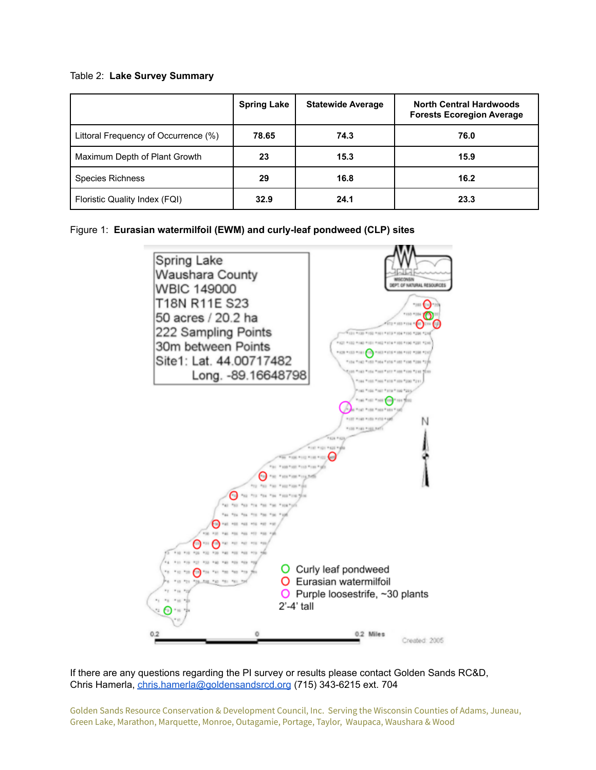Table 2: **Lake Survey Summary**

| | Spring Lake | Statewide Average | North Central Hardwoods Forests Ecoregion Average |
|---|---|---|---|
| Littoral Frequency of Occurrence (%) | 78.65 | 74.3 | 76.0 |
| Maximum Depth of Plant Growth | 23 | 15.3 | 15.9 |
| Species Richness | 29 | 16.8 | 16.2 |
| Floristic Quality Index (FQI) | 32.9 | 24.1 | 23.3 |

Figure 1: **Eurasian watermilfoil (EWM) and curly-leaf pondweed (CLP) sites**

Spring Lake
Waushara County
WBIC 149000
T18N R11E S23
50 acres / 20.2 ha
222 Sampling Points
30m between Points
Site1: Lat. 44.00717482
Long. -89.16648798

WISCONSIN DEPT. OF NATURAL RESOURCES

N

Curly leaf pondweed
Eurasian watermilfoil
Purple loosestrife, ~30 plants
2'-4' tall

0.2 0 0.2 Miles

Created: 2005

If there are any questions regarding the PI survey or results please contact Golden Sands RC&D, Chris Hamerla, chris.hamerla@goldensandsrcd.org (715) 343-6215 ext. 704

Golden Sands Resource Conservation & Development Council, Inc. Serving the Wisconsin Counties of Adams, Juneau, Green Lake, Marathon, Marquette, Monroe, Outagamie, Portage, Taylor, Waupaca, Waushara & Wood